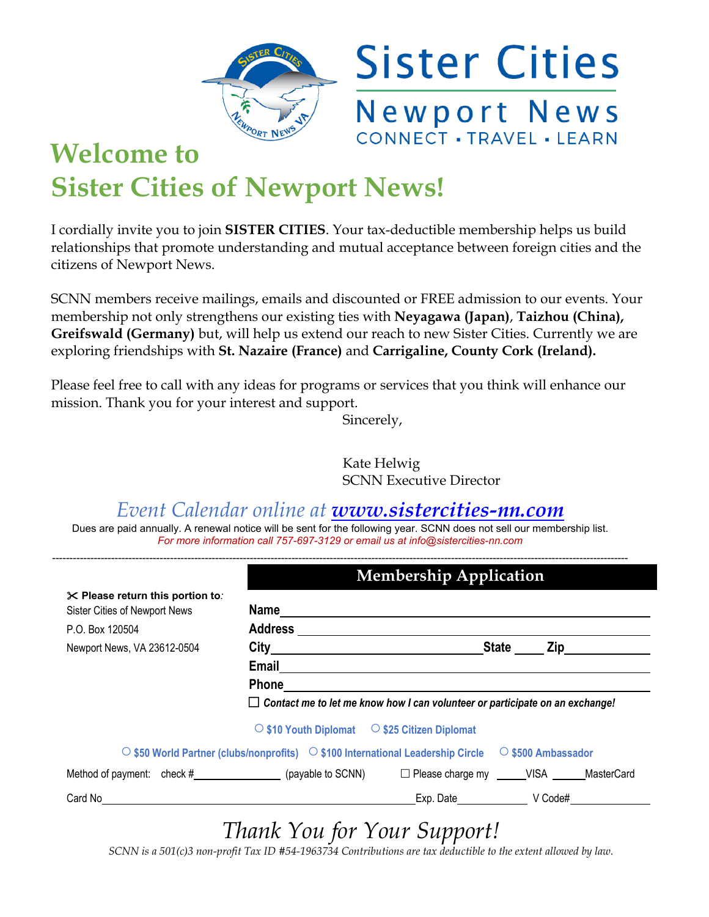Sister Cities

Newport News

CONNECT · TRAVEL · LEARN

# Welcome to Sister Cities of Newport News!

I cordially invite you to join **SISTER CITIES**. Your tax-deductible membership helps us build relationships that promote understanding and mutual acceptance between foreign cities and the citizens of Newport News.

SCNN members receive mailings, emails and discounted or FREE admission to our events. Your membership not only strengthens our existing ties with **Neyagawa (Japan)**, **Taizhou (China), Greifswald (Germany)** but, will help us extend our reach to new Sister Cities. Currently we are exploring friendships with **St. Nazaire (France)** and **Carrigaline, County Cork (Ireland).**

Please feel free to call with any ideas for programs or services that you think will enhance our mission. Thank you for your interest and support.

Sincerely,

Kate Helwig
SCNN Executive Director

*Event Calendar online at* ***www.sistercities-nn.com***

Dues are paid annually. A renewal notice will be sent for the following year. SCNN does not sell our membership list.

*For more information call 757-697-3129 or email us at info@sistercities-nn.com*

---

## Membership Application

✂ **Please return this portion to:**
Sister Cities of Newport News
P.O. Box 120504
Newport News, VA 23612-0504

**Name** ______________________________

**Address** ______________________________

**City** ________________ **State** ____ **Zip** ________

**Email** ______________________________

**Phone** ______________________________

☐ ***Contact me to let me know how I can volunteer or participate on an exchange!***

○ **$10 Youth Diplomat** ○ **$25 Citizen Diplomat**

○ **$50 World Partner (clubs/nonprofits)** ○ **$100 International Leadership Circle** ○ **$500 Ambassador**

Method of payment: check # ____________ (payable to SCNN) ☐ Please charge my _____VISA _____MasterCard

Card No ______________________________ Exp. Date __________ V Code# __________

# *Thank You for Your Support!*

*SCNN is a 501(c)3 non-profit Tax ID #54-1963734 Contributions are tax deductible to the extent allowed by law.*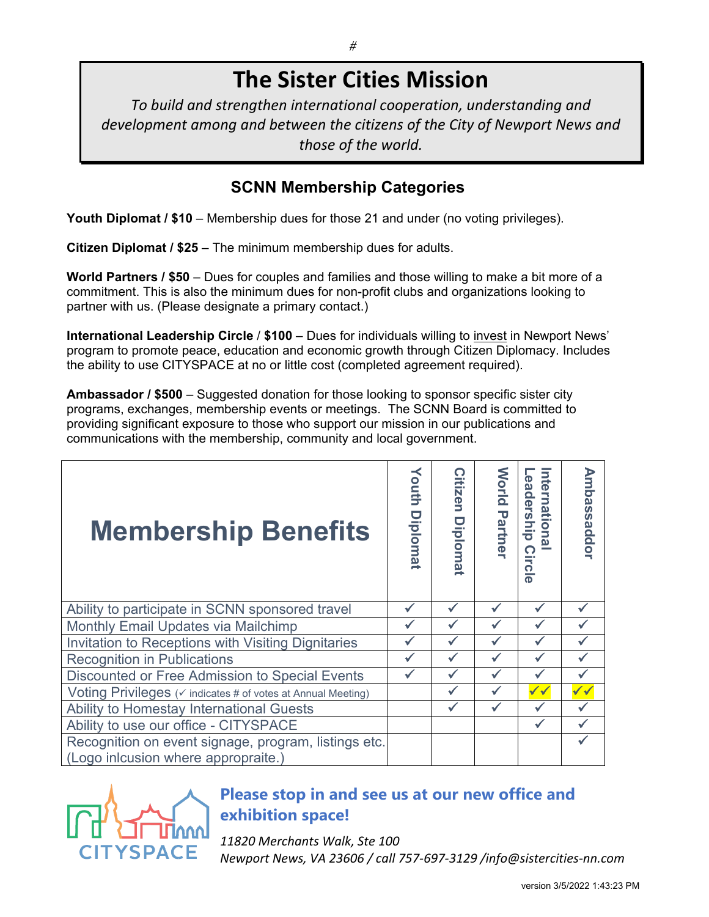# The Sister Cities Mission

*To build and strengthen international cooperation, understanding and development among and between the citizens of the City of Newport News and those of the world.*

## SCNN Membership Categories

**Youth Diplomat / $10** – Membership dues for those 21 and under (no voting privileges).

**Citizen Diplomat / $25** – The minimum membership dues for adults.

**World Partners / $50** – Dues for couples and families and those willing to make a bit more of a commitment. This is also the minimum dues for non-profit clubs and organizations looking to partner with us. (Please designate a primary contact.)

**International Leadership Circle** / **$100** – Dues for individuals willing to invest in Newport News' program to promote peace, education and economic growth through Citizen Diplomacy. Includes the ability to use CITYSPACE at no or little cost (completed agreement required).

**Ambassador / $500** – Suggested donation for those looking to sponsor specific sister city programs, exchanges, membership events or meetings. The SCNN Board is committed to providing significant exposure to those who support our mission in our publications and communications with the membership, community and local government.

| Membership Benefits | Youth Diplomat | Citizen Diplomat | World Partner | International Leadership Circle | Ambassador |
|---|---|---|---|---|---|
| Ability to participate in SCNN sponsored travel | ✓ | ✓ | ✓ | ✓ | ✓ |
| Monthly Email Updates via Mailchimp | ✓ | ✓ | ✓ | ✓ | ✓ |
| Invitation to Receptions with Visiting Dignitaries | ✓ | ✓ | ✓ | ✓ | ✓ |
| Recognition in Publications | ✓ | ✓ | ✓ | ✓ | ✓ |
| Discounted or Free Admission to Special Events | ✓ | ✓ | ✓ | ✓ | ✓ |
| Voting Privileges (✓ indicates # of votes at Annual Meeting) | | ✓ | ✓ | ✓✓ | ✓✓ |
| Ability to Homestay International Guests | | ✓ | ✓ | ✓ | ✓ |
| Ability to use our office - CITYSPACE | | | | ✓ | ✓ |
| Recognition on event signage, program, listings etc. (Logo inlcusion where appropraite.) | | | | | ✓ |

CITYSPACE

**Please stop in and see us at our new office and exhibition space!**

*11820 Merchants Walk, Ste 100*
*Newport News, VA 23606 / call 757-697-3129 /info@sistercities-nn.com*

version 3/5/2022 1:43:23 PM